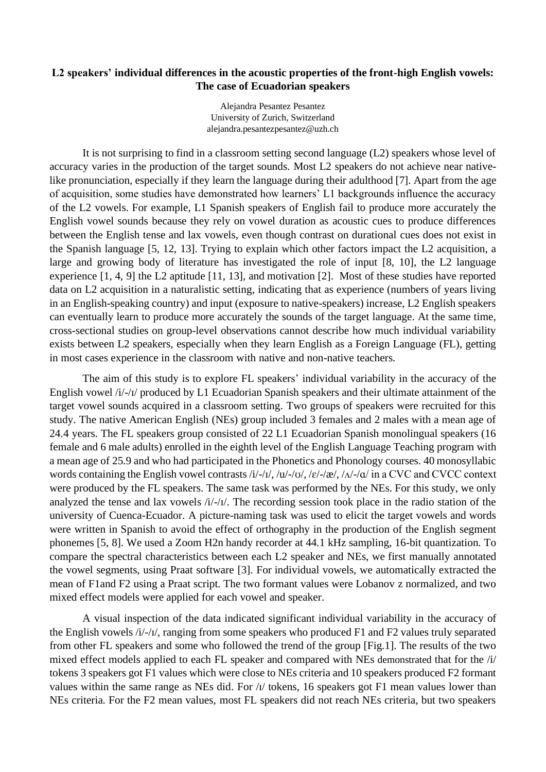**L2 speakers' individual differences in the acoustic properties of the front-high English vowels: The case of Ecuadorian speakers**

Alejandra Pesantez Pesantez
University of Zurich, Switzerland
alejandra.pesantezpesantez@uzh.ch

It is not surprising to find in a classroom setting second language (L2) speakers whose level of accuracy varies in the production of the target sounds. Most L2 speakers do not achieve near native-like pronunciation, especially if they learn the language during their adulthood [7]. Apart from the age of acquisition, some studies have demonstrated how learners' L1 backgrounds influence the accuracy of the L2 vowels. For example, L1 Spanish speakers of English fail to produce more accurately the English vowel sounds because they rely on vowel duration as acoustic cues to produce differences between the English tense and lax vowels, even though contrast on durational cues does not exist in the Spanish language [5, 12, 13]. Trying to explain which other factors impact the L2 acquisition, a large and growing body of literature has investigated the role of input [8, 10], the L2 language experience [1, 4, 9] the L2 aptitude [11, 13], and motivation [2]. Most of these studies have reported data on L2 acquisition in a naturalistic setting, indicating that as experience (numbers of years living in an English-speaking country) and input (exposure to native-speakers) increase, L2 English speakers can eventually learn to produce more accurately the sounds of the target language. At the same time, cross-sectional studies on group-level observations cannot describe how much individual variability exists between L2 speakers, especially when they learn English as a Foreign Language (FL), getting in most cases experience in the classroom with native and non-native teachers.

The aim of this study is to explore FL speakers' individual variability in the accuracy of the English vowel /i/-/ɪ/ produced by L1 Ecuadorian Spanish speakers and their ultimate attainment of the target vowel sounds acquired in a classroom setting. Two groups of speakers were recruited for this study. The native American English (NEs) group included 3 females and 2 males with a mean age of 24.4 years. The FL speakers group consisted of 22 L1 Ecuadorian Spanish monolingual speakers (16 female and 6 male adults) enrolled in the eighth level of the English Language Teaching program with a mean age of 25.9 and who had participated in the Phonetics and Phonology courses. 40 monosyllabic words containing the English vowel contrasts /i/-/ɪ/, /u/-/ʊ/, /ɛ/-/æ/, /ʌ/-/ɑ/ in a CVC and CVCC context were produced by the FL speakers. The same task was performed by the NEs. For this study, we only analyzed the tense and lax vowels /i/-/ɪ/. The recording session took place in the radio station of the university of Cuenca-Ecuador. A picture-naming task was used to elicit the target vowels and words were written in Spanish to avoid the effect of orthography in the production of the English segment phonemes [5, 8]. We used a Zoom H2n handy recorder at 44.1 kHz sampling, 16-bit quantization. To compare the spectral characteristics between each L2 speaker and NEs, we first manually annotated the vowel segments, using Praat software [3]. For individual vowels, we automatically extracted the mean of F1and F2 using a Praat script. The two formant values were Lobanov z normalized, and two mixed effect models were applied for each vowel and speaker.

A visual inspection of the data indicated significant individual variability in the accuracy of the English vowels /i/-/ɪ/, ranging from some speakers who produced F1 and F2 values truly separated from other FL speakers and some who followed the trend of the group [Fig.1]. The results of the two mixed effect models applied to each FL speaker and compared with NEs demonstrated that for the /i/ tokens 3 speakers got F1 values which were close to NEs criteria and 10 speakers produced F2 formant values within the same range as NEs did. For /ɪ/ tokens, 16 speakers got F1 mean values lower than NEs criteria. For the F2 mean values, most FL speakers did not reach NEs criteria, but two speakers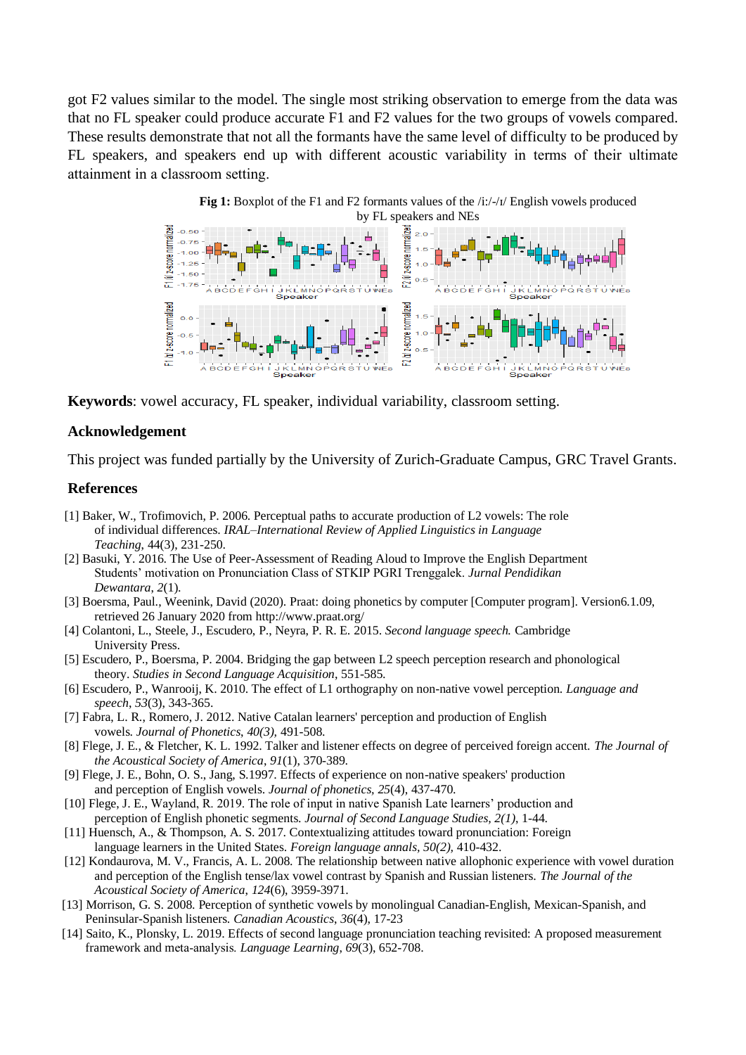got F2 values similar to the model. The single most striking observation to emerge from the data was that no FL speaker could produce accurate F1 and F2 values for the two groups of vowels compared. These results demonstrate that not all the formants have the same level of difficulty to be produced by FL speakers, and speakers end up with different acoustic variability in terms of their ultimate attainment in a classroom setting.

**Fig 1:** Boxplot of the F1 and F2 formants values of the /iː/-/ɪ/ English vowels produced by FL speakers and NEs

F1 /iː/ z-score normalized
-0.50
-0.75
-1.00
-1.25
-1.50
-1.75
A B C D E F G H I J K L M N O P Q R S T U NEs
Speaker

F2 /iː/ z-score normalized
2.0
1.5
1.0
0.5
A B C D E F G H I J K L M N O P Q R S T U NEs
Speaker

F1 /ɪ/ z-score normalized
0.0
-0.5
-1.0
A B C D E F G H I J K L M N O P Q R S T U NEs
Speaker

F2 /ɪ/ z-score normalized
1.5
1.0
0.5
A B C D E F G H I J K L M N O P Q R S T U NEs
Speaker

**Keywords**: vowel accuracy, FL speaker, individual variability, classroom setting.

## Acknowledgement

This project was funded partially by the University of Zurich-Graduate Campus, GRC Travel Grants.

## References

[1] Baker, W., Trofimovich, P. 2006. Perceptual paths to accurate production of L2 vowels: The role of individual differences. *IRAL–International Review of Applied Linguistics in Language Teaching*, 44(3), 231-250.

[2] Basuki, Y. 2016. The Use of Peer-Assessment of Reading Aloud to Improve the English Department Students' motivation on Pronunciation Class of STKIP PGRI Trenggalek. *Jurnal Pendidikan Dewantara*, *2*(1).

[3] Boersma, Paul., Weenink, David (2020). Praat: doing phonetics by computer [Computer program]. Version6.1.09, retrieved 26 January 2020 from http://www.praat.org/

[4] Colantoni, L., Steele, J., Escudero, P., Neyra, P. R. E. 2015. *Second language speech.* Cambridge University Press.

[5] Escudero, P., Boersma, P. 2004. Bridging the gap between L2 speech perception research and phonological theory. *Studies in Second Language Acquisition*, 551-585.

[6] Escudero, P., Wanrooij, K. 2010. The effect of L1 orthography on non-native vowel perception. *Language and speech*, *53*(3), 343-365.

[7] Fabra, L. R., Romero, J. 2012. Native Catalan learners' perception and production of English vowels. *Journal of Phonetics*, *40(3),* 491-508.

[8] Flege, J. E., & Fletcher, K. L. 1992. Talker and listener effects on degree of perceived foreign accent. *The Journal of the Acoustical Society of America*, *91*(1), 370-389.

[9] Flege, J. E., Bohn, O. S., Jang, S.1997. Effects of experience on non-native speakers' production and perception of English vowels. *Journal of phonetics*, *25*(4), 437-470.

[10] Flege, J. E., Wayland, R. 2019. The role of input in native Spanish Late learners' production and perception of English phonetic segments. *Journal of Second Language Studies, 2(1),* 1-44.

[11] Huensch, A., & Thompson, A. S. 2017. Contextualizing attitudes toward pronunciation: Foreign language learners in the United States. *Foreign language annals, 50(2),* 410-432.

[12] Kondaurova, M. V., Francis, A. L. 2008. The relationship between native allophonic experience with vowel duration and perception of the English tense/lax vowel contrast by Spanish and Russian listeners. *The Journal of the Acoustical Society of America, 124*(6), 3959-3971.

[13] Morrison, G. S. 2008. Perception of synthetic vowels by monolingual Canadian-English, Mexican-Spanish, and Peninsular-Spanish listeners. *Canadian Acoustics*, *36*(4), 17-23

[14] Saito, K., Plonsky, L. 2019. Effects of second language pronunciation teaching revisited: A proposed measurement framework and meta-analysis. *Language Learning*, *69*(3), 652-708.